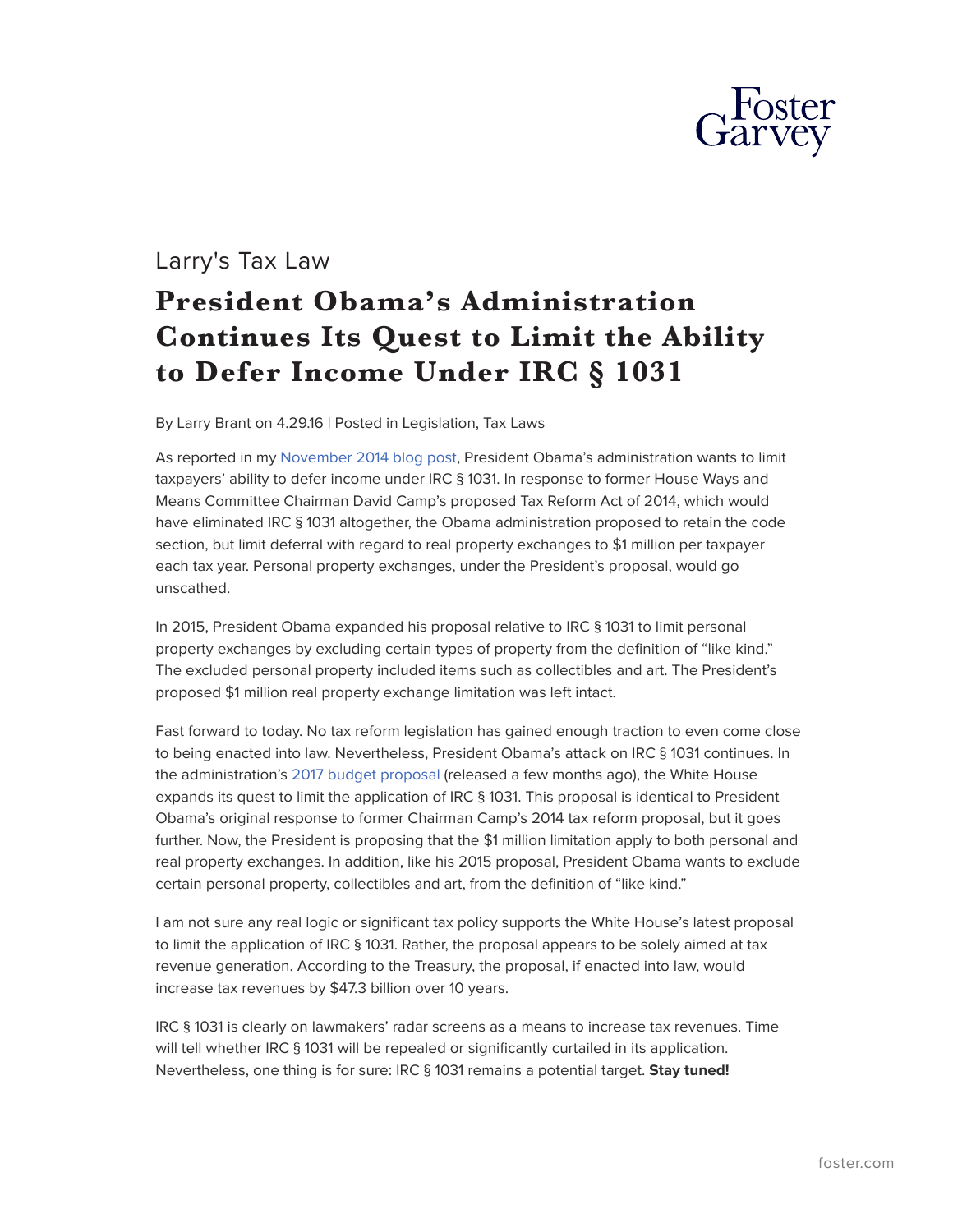Larry's Tax Law

# President Obama's Administration Continues Its Quest to Limit the Ability to Defer Income Under IRC § 1031

By Larry Brant on 4.29.16 | Posted in Legislation, Tax Laws

As reported in my November 2014 blog post, President Obama's administration wants to limit taxpayers' ability to defer income under IRC § 1031. In response to former House Ways and Means Committee Chairman David Camp's proposed Tax Reform Act of 2014, which would have eliminated IRC § 1031 altogether, the Obama administration proposed to retain the code section, but limit deferral with regard to real property exchanges to $1 million per taxpayer each tax year. Personal property exchanges, under the President's proposal, would go unscathed.

In 2015, President Obama expanded his proposal relative to IRC § 1031 to limit personal property exchanges by excluding certain types of property from the definition of "like kind." The excluded personal property included items such as collectibles and art. The President's proposed $1 million real property exchange limitation was left intact.

Fast forward to today. No tax reform legislation has gained enough traction to even come close to being enacted into law. Nevertheless, President Obama's attack on IRC § 1031 continues. In the administration's 2017 budget proposal (released a few months ago), the White House expands its quest to limit the application of IRC § 1031. This proposal is identical to President Obama's original response to former Chairman Camp's 2014 tax reform proposal, but it goes further. Now, the President is proposing that the $1 million limitation apply to both personal and real property exchanges. In addition, like his 2015 proposal, President Obama wants to exclude certain personal property, collectibles and art, from the definition of "like kind."

I am not sure any real logic or significant tax policy supports the White House's latest proposal to limit the application of IRC § 1031. Rather, the proposal appears to be solely aimed at tax revenue generation. According to the Treasury, the proposal, if enacted into law, would increase tax revenues by $47.3 billion over 10 years.

IRC § 1031 is clearly on lawmakers' radar screens as a means to increase tax revenues. Time will tell whether IRC § 1031 will be repealed or significantly curtailed in its application. Nevertheless, one thing is for sure: IRC § 1031 remains a potential target. **Stay tuned!**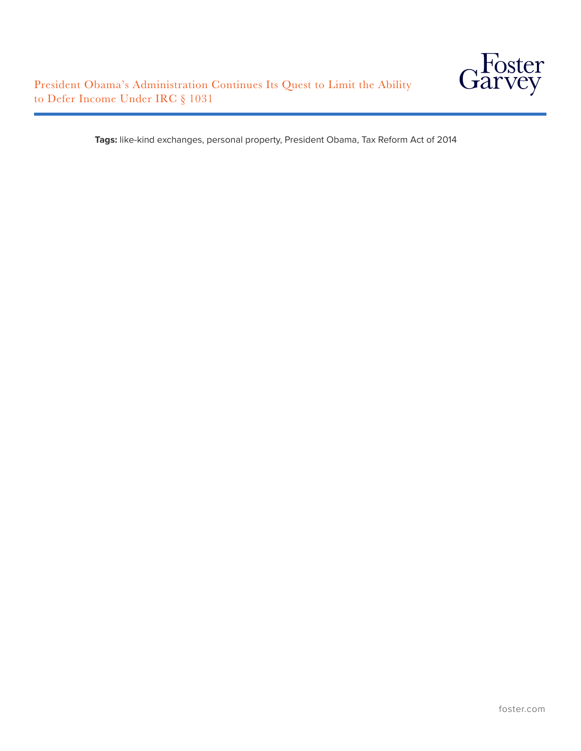**Tags:** like-kind exchanges, personal property, President Obama, Tax Reform Act of 2014